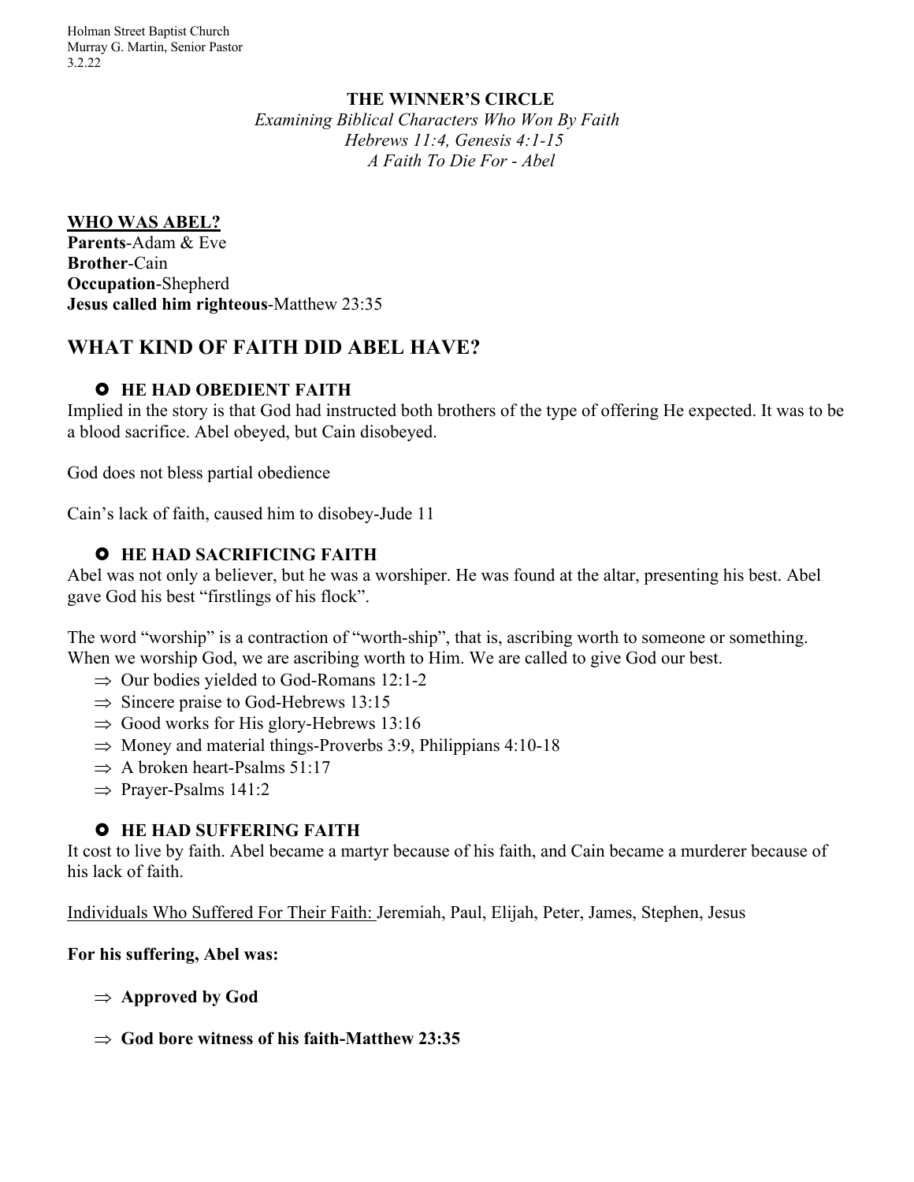Holman Street Baptist Church
Murray G. Martin, Senior Pastor
3.2.22

**THE WINNER'S CIRCLE**

*Examining Biblical Characters Who Won By Faith*
*Hebrews 11:4, Genesis 4:1-15*
*A Faith To Die For - Abel*

**WHO WAS ABEL?**

**Parents**-Adam & Eve
**Brother**-Cain
**Occupation**-Shepherd
**Jesus called him righteous**-Matthew 23:35

## WHAT KIND OF FAITH DID ABEL HAVE?

### HE HAD OBEDIENT FAITH

Implied in the story is that God had instructed both brothers of the type of offering He expected. It was to be a blood sacrifice. Abel obeyed, but Cain disobeyed.

God does not bless partial obedience

Cain's lack of faith, caused him to disobey-Jude 11

### HE HAD SACRIFICING FAITH

Abel was not only a believer, but he was a worshiper. He was found at the altar, presenting his best. Abel gave God his best "firstlings of his flock".

The word "worship" is a contraction of "worth-ship", that is, ascribing worth to someone or something. When we worship God, we are ascribing worth to Him. We are called to give God our best.

- ⇒ Our bodies yielded to God-Romans 12:1-2
- ⇒ Sincere praise to God-Hebrews 13:15
- ⇒ Good works for His glory-Hebrews 13:16
- ⇒ Money and material things-Proverbs 3:9, Philippians 4:10-18
- ⇒ A broken heart-Psalms 51:17
- ⇒ Prayer-Psalms 141:2

### HE HAD SUFFERING FAITH

It cost to live by faith. Abel became a martyr because of his faith, and Cain became a murderer because of his lack of faith.

Individuals Who Suffered For Their Faith: Jeremiah, Paul, Elijah, Peter, James, Stephen, Jesus

**For his suffering, Abel was:**

- ⇒ **Approved by God**
- ⇒ **God bore witness of his faith-Matthew 23:35**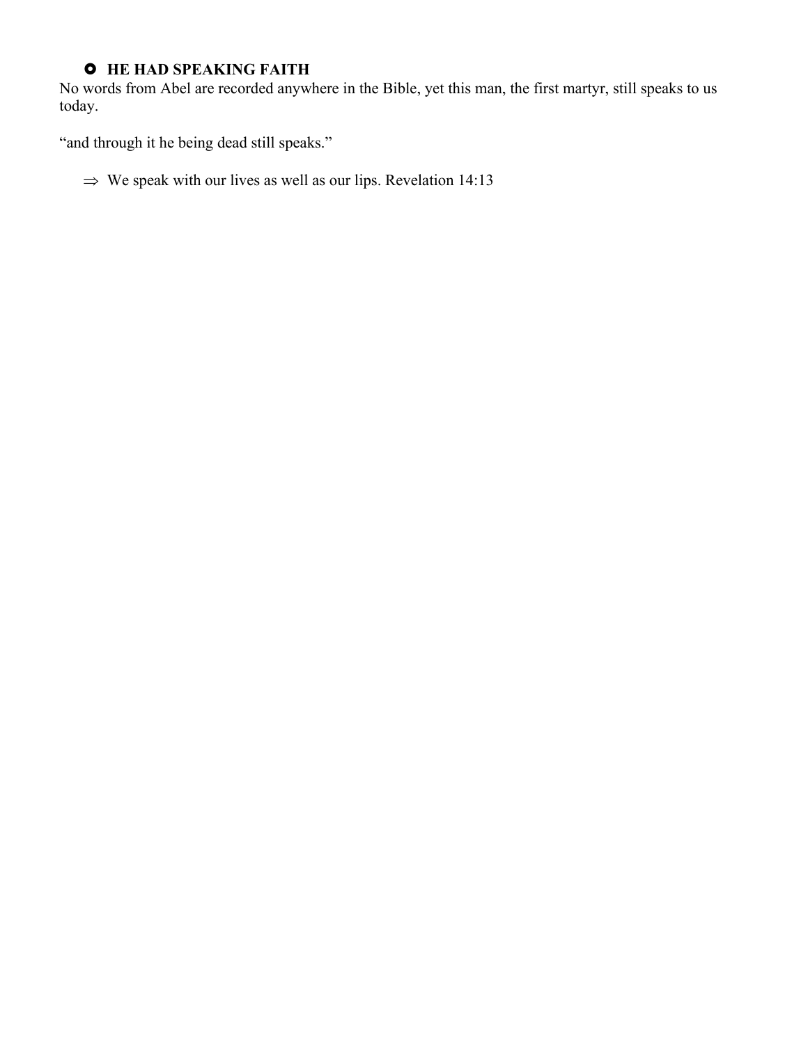- **HE HAD SPEAKING FAITH**

No words from Abel are recorded anywhere in the Bible, yet this man, the first martyr, still speaks to us today.

“and through it he being dead still speaks.”

⇒ We speak with our lives as well as our lips. Revelation 14:13